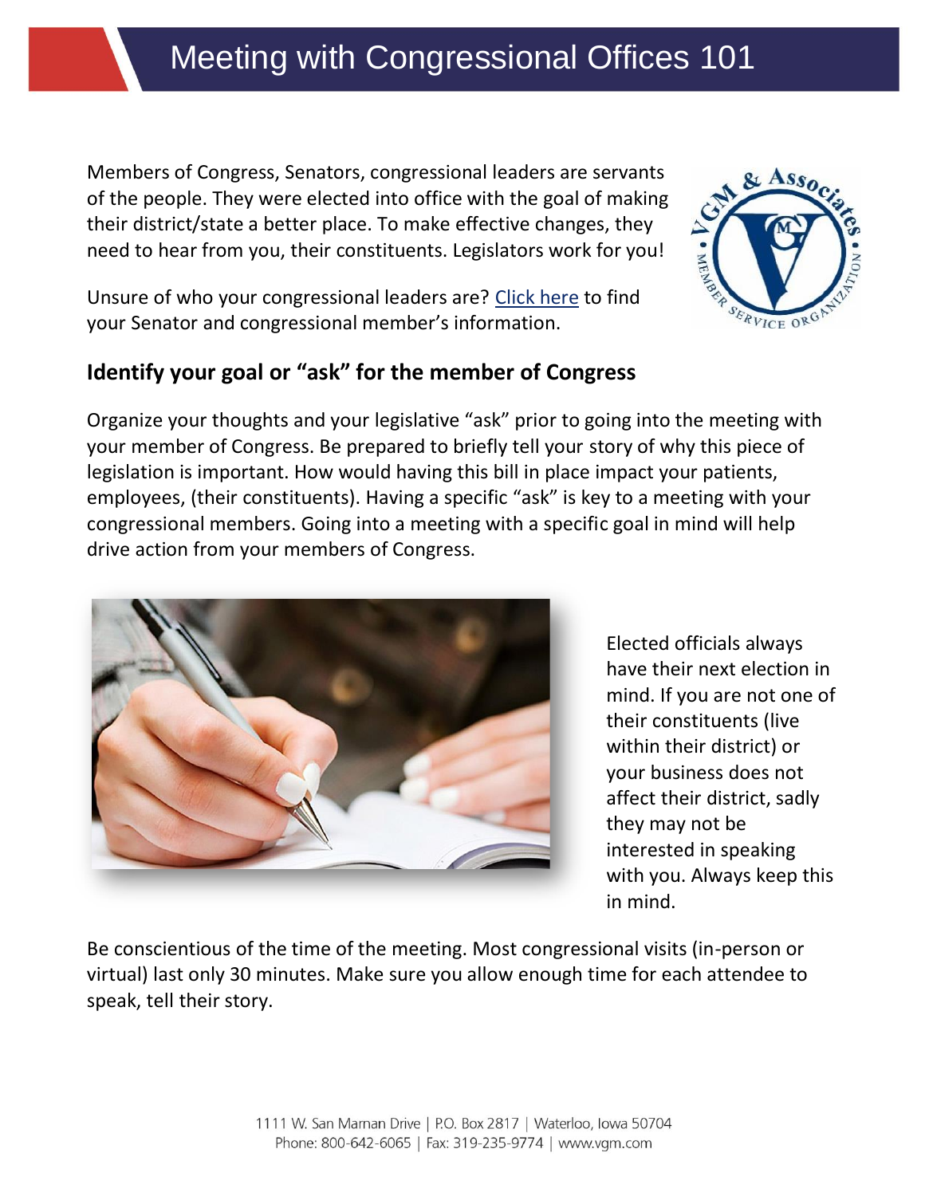# Meeting with Congressional Offices 101

Members of Congress, Senators, congressional leaders are servants of the people. They were elected into office with the goal of making their district/state a better place. To make effective changes, they need to hear from you, their constituents. Legislators work for you!

Unsure of who your congressional leaders are? Click here to find your Senator and congressional member's information.

## Identify your goal or "ask" for the member of Congress

Organize your thoughts and your legislative "ask" prior to going into the meeting with your member of Congress. Be prepared to briefly tell your story of why this piece of legislation is important. How would having this bill in place impact your patients, employees, (their constituents). Having a specific "ask" is key to a meeting with your congressional members. Going into a meeting with a specific goal in mind will help drive action from your members of Congress.

Elected officials always have their next election in mind. If you are not one of their constituents (live within their district) or your business does not affect their district, sadly they may not be interested in speaking with you. Always keep this in mind.

Be conscientious of the time of the meeting. Most congressional visits (in-person or virtual) last only 30 minutes. Make sure you allow enough time for each attendee to speak, tell their story.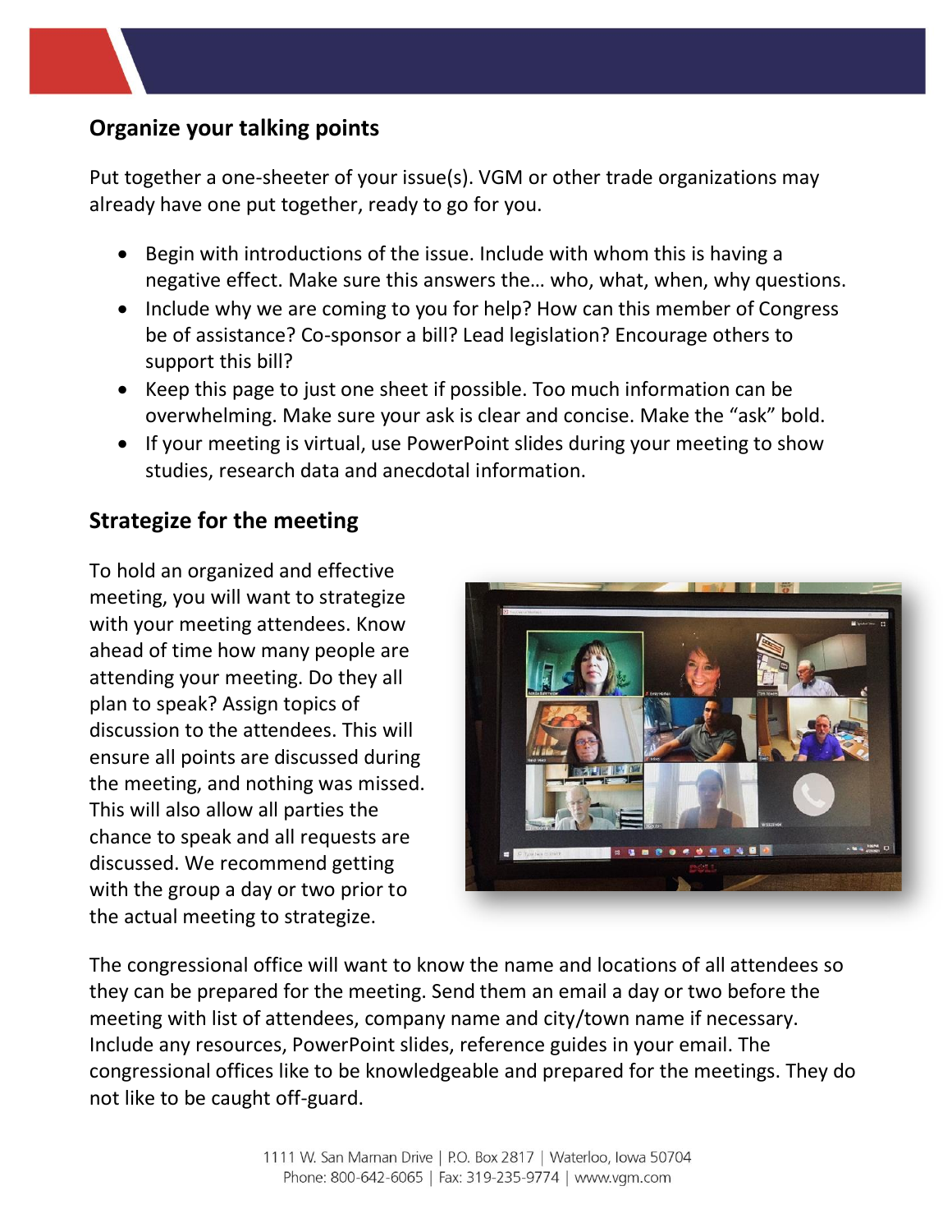## Organize your talking points

Put together a one-sheeter of your issue(s). VGM or other trade organizations may already have one put together, ready to go for you.

- Begin with introductions of the issue. Include with whom this is having a negative effect. Make sure this answers the… who, what, when, why questions.
- Include why we are coming to you for help? How can this member of Congress be of assistance? Co-sponsor a bill? Lead legislation? Encourage others to support this bill?
- Keep this page to just one sheet if possible. Too much information can be overwhelming. Make sure your ask is clear and concise. Make the "ask" bold.
- If your meeting is virtual, use PowerPoint slides during your meeting to show studies, research data and anecdotal information.

## Strategize for the meeting

To hold an organized and effective meeting, you will want to strategize with your meeting attendees. Know ahead of time how many people are attending your meeting. Do they all plan to speak? Assign topics of discussion to the attendees. This will ensure all points are discussed during the meeting, and nothing was missed. This will also allow all parties the chance to speak and all requests are discussed. We recommend getting with the group a day or two prior to the actual meeting to strategize.

The congressional office will want to know the name and locations of all attendees so they can be prepared for the meeting. Send them an email a day or two before the meeting with list of attendees, company name and city/town name if necessary. Include any resources, PowerPoint slides, reference guides in your email. The congressional offices like to be knowledgeable and prepared for the meetings. They do not like to be caught off-guard.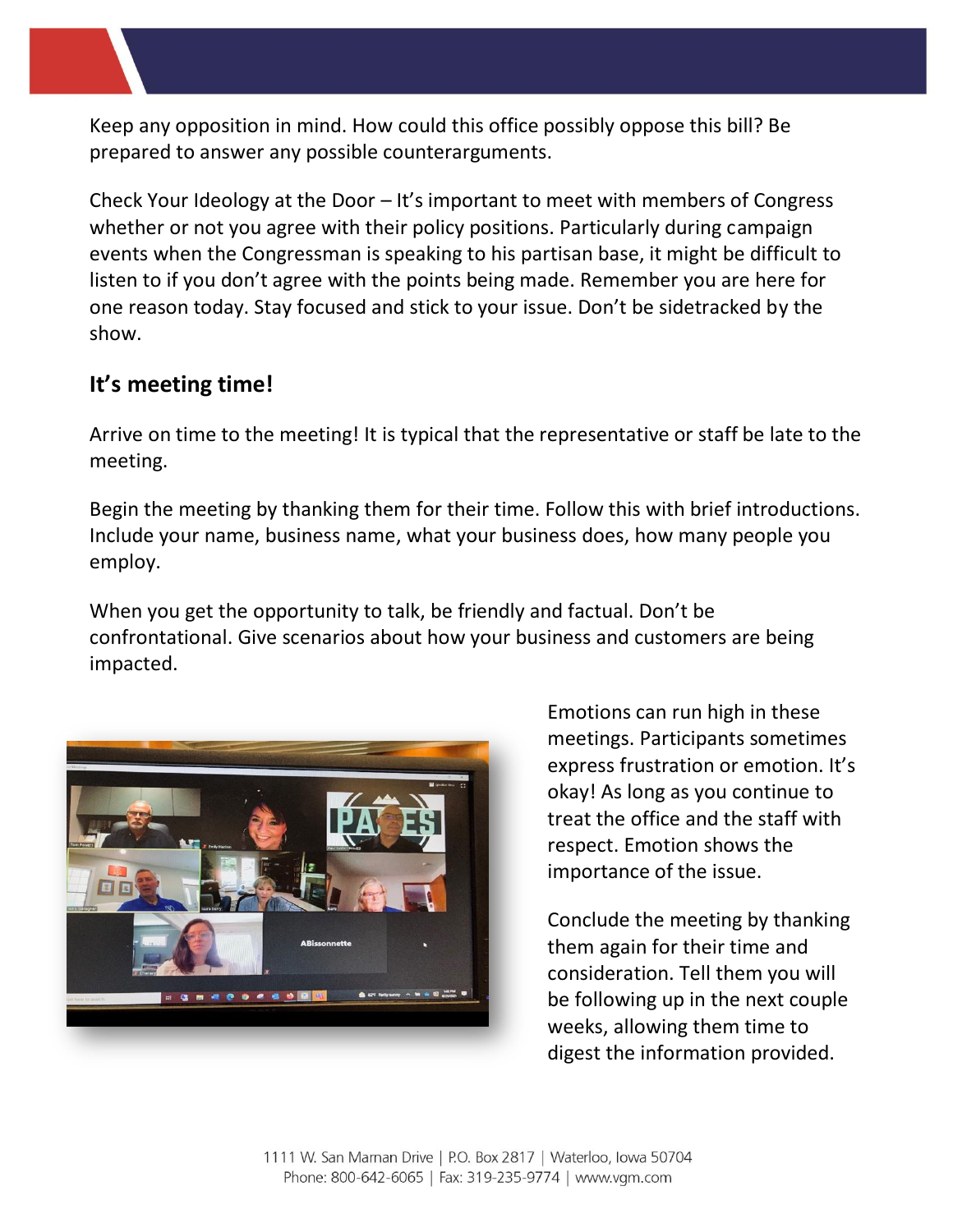Keep any opposition in mind. How could this office possibly oppose this bill? Be prepared to answer any possible counterarguments.

Check Your Ideology at the Door – It's important to meet with members of Congress whether or not you agree with their policy positions. Particularly during campaign events when the Congressman is speaking to his partisan base, it might be difficult to listen to if you don't agree with the points being made. Remember you are here for one reason today. Stay focused and stick to your issue. Don't be sidetracked by the show.

## It's meeting time!

Arrive on time to the meeting! It is typical that the representative or staff be late to the meeting.

Begin the meeting by thanking them for their time. Follow this with brief introductions. Include your name, business name, what your business does, how many people you employ.

When you get the opportunity to talk, be friendly and factual. Don't be confrontational. Give scenarios about how your business and customers are being impacted.

Emotions can run high in these meetings. Participants sometimes express frustration or emotion. It's okay! As long as you continue to treat the office and the staff with respect. Emotion shows the importance of the issue.

Conclude the meeting by thanking them again for their time and consideration. Tell them you will be following up in the next couple weeks, allowing them time to digest the information provided.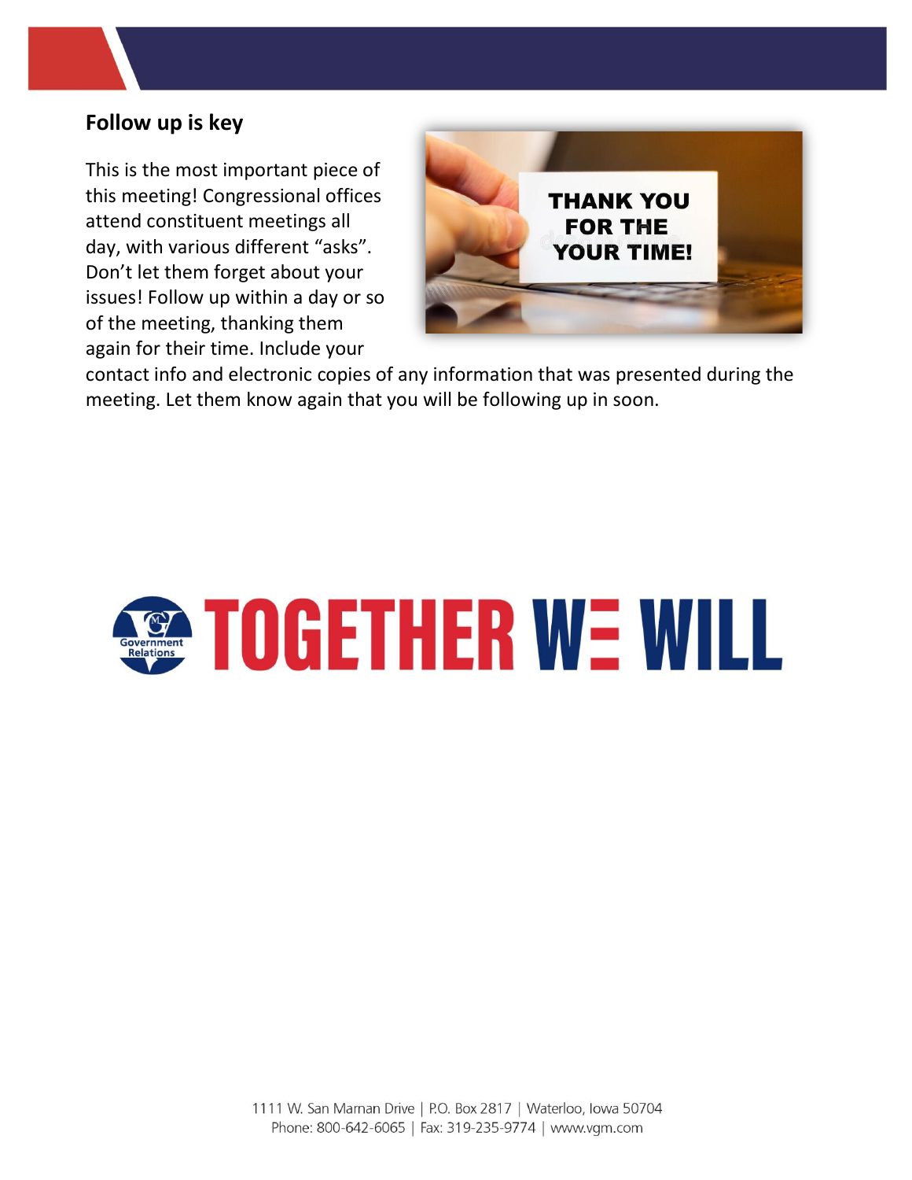## Follow up is key

This is the most important piece of this meeting! Congressional offices attend constituent meetings all day, with various different “asks”. Don’t let them forget about your issues! Follow up within a day or so of the meeting, thanking them again for their time. Include your contact info and electronic copies of any information that was presented during the meeting. Let them know again that you will be following up in soon.

TOGETHER WE WILL

1111 W. San Marnan Drive | P.O. Box 2817 | Waterloo, Iowa 50704
Phone: 800-642-6065 | Fax: 319-235-9774 | www.vgm.com